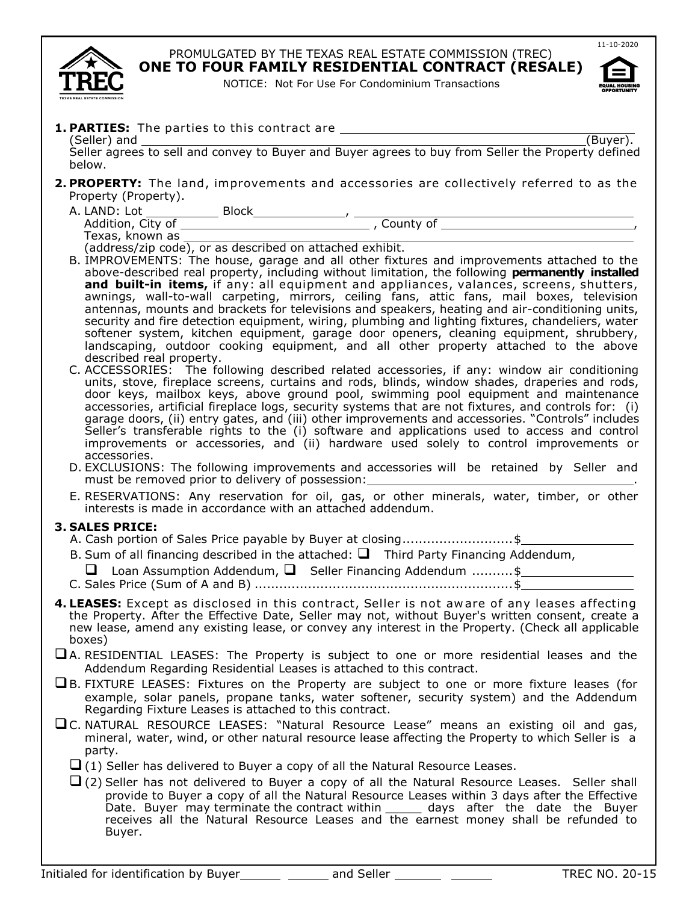PROMULGATED BY THE TEXAS REAL ESTATE COMMISSION (TREC)

# ONE TO FOUR FAMILY RESIDENTIAL CONTRACT (RESALE)

NOTICE: Not For Use For Condominium Transactions

11-10-2020

**1. PARTIES:** The parties to this contract are ______________________________ (Seller) and ______________________________ (Buyer). Seller agrees to sell and convey to Buyer and Buyer agrees to buy from Seller the Property defined below.

**2. PROPERTY:** The land, improvements and accessories are collectively referred to as the Property (Property).

A. LAND: Lot __________ Block __________, ______________________________ Addition, City of ______________________________, County of ______________________________, Texas, known as ______________________________ (address/zip code), or as described on attached exhibit.

B. IMPROVEMENTS: The house, garage and all other fixtures and improvements attached to the above-described real property, including without limitation, the following **permanently installed and built-in items,** if any: all equipment and appliances, valances, screens, shutters, awnings, wall-to-wall carpeting, mirrors, ceiling fans, attic fans, mail boxes, television antennas, mounts and brackets for televisions and speakers, heating and air-conditioning units, security and fire detection equipment, wiring, plumbing and lighting fixtures, chandeliers, water softener system, kitchen equipment, garage door openers, cleaning equipment, shrubbery, landscaping, outdoor cooking equipment, and all other property attached to the above described real property.

C. ACCESSORIES: The following described related accessories, if any: window air conditioning units, stove, fireplace screens, curtains and rods, blinds, window shades, draperies and rods, door keys, mailbox keys, above ground pool, swimming pool equipment and maintenance accessories, artificial fireplace logs, security systems that are not fixtures, and controls for: (i) garage doors, (ii) entry gates, and (iii) other improvements and accessories. "Controls" includes Seller's transferable rights to the (i) software and applications used to access and control improvements or accessories, and (ii) hardware used solely to control improvements or accessories.

D. EXCLUSIONS: The following improvements and accessories will be retained by Seller and must be removed prior to delivery of possession: ______________________________.

E. RESERVATIONS: Any reservation for oil, gas, or other minerals, water, timber, or other interests is made in accordance with an attached addendum.

**3. SALES PRICE:**

A. Cash portion of Sales Price payable by Buyer at closing .......................... $__________

B. Sum of all financing described in the attached: ☐ Third Party Financing Addendum, ☐ Loan Assumption Addendum, ☐ Seller Financing Addendum .......... $__________

C. Sales Price (Sum of A and B) .......................................................... $__________

**4. LEASES:** Except as disclosed in this contract, Seller is not aware of any leases affecting the Property. After the Effective Date, Seller may not, without Buyer's written consent, create a new lease, amend any existing lease, or convey any interest in the Property. (Check all applicable boxes)

☐ A. RESIDENTIAL LEASES: The Property is subject to one or more residential leases and the Addendum Regarding Residential Leases is attached to this contract.

☐ B. FIXTURE LEASES: Fixtures on the Property are subject to one or more fixture leases (for example, solar panels, propane tanks, water softener, security system) and the Addendum Regarding Fixture Leases is attached to this contract.

☐ C. NATURAL RESOURCE LEASES: "Natural Resource Lease" means an existing oil and gas, mineral, water, wind, or other natural resource lease affecting the Property to which Seller is a party.

☐ (1) Seller has delivered to Buyer a copy of all the Natural Resource Leases.

☐ (2) Seller has not delivered to Buyer a copy of all the Natural Resource Leases. Seller shall provide to Buyer a copy of all the Natural Resource Leases within 3 days after the Effective Date. Buyer may terminate the contract within _____ days after the date the Buyer receives all the Natural Resource Leases and the earnest money shall be refunded to Buyer.

Initialed for identification by Buyer ______ ______ and Seller ______ ______ TREC NO. 20-15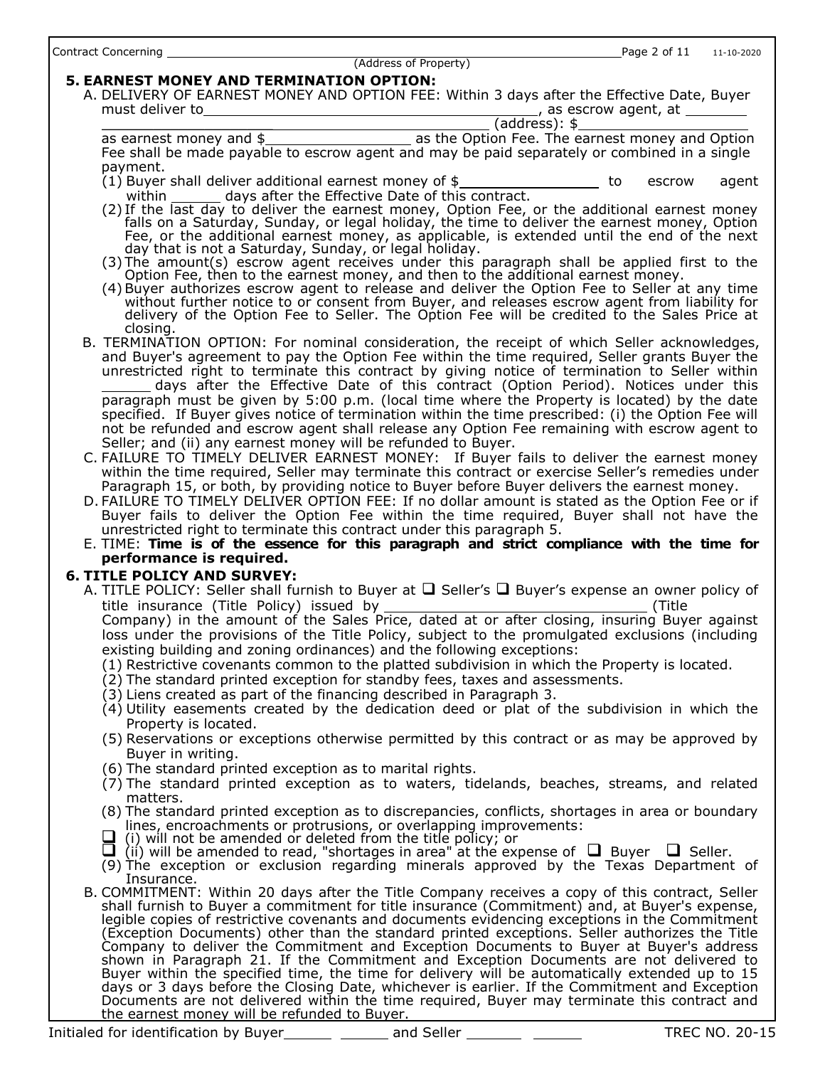Contract Concerning ______________________________________________ (Address of Property)

## 5. EARNEST MONEY AND TERMINATION OPTION:

A. DELIVERY OF EARNEST MONEY AND OPTION FEE: Within 3 days after the Effective Date, Buyer must deliver to ______________________________, as escrow agent, at ________ ______________________________ (address): $____________ as earnest money and $____________ as the Option Fee. The earnest money and Option Fee shall be made payable to escrow agent and may be paid separately or combined in a single payment.

(1) Buyer shall deliver additional earnest money of $____________ to escrow agent within ______ days after the Effective Date of this contract.

(2) If the last day to deliver the earnest money, Option Fee, or the additional earnest money falls on a Saturday, Sunday, or legal holiday, the time to deliver the earnest money, Option Fee, or the additional earnest money, as applicable, is extended until the end of the next day that is not a Saturday, Sunday, or legal holiday.

(3) The amount(s) escrow agent receives under this paragraph shall be applied first to the Option Fee, then to the earnest money, and then to the additional earnest money.

(4) Buyer authorizes escrow agent to release and deliver the Option Fee to Seller at any time without further notice to or consent from Buyer, and releases escrow agent from liability for delivery of the Option Fee to Seller. The Option Fee will be credited to the Sales Price at closing.

B. TERMINATION OPTION: For nominal consideration, the receipt of which Seller acknowledges, and Buyer's agreement to pay the Option Fee within the time required, Seller grants Buyer the unrestricted right to terminate this contract by giving notice of termination to Seller within ______ days after the Effective Date of this contract (Option Period). Notices under this paragraph must be given by 5:00 p.m. (local time where the Property is located) by the date specified. If Buyer gives notice of termination within the time prescribed: (i) the Option Fee will not be refunded and escrow agent shall release any Option Fee remaining with escrow agent to Seller; and (ii) any earnest money will be refunded to Buyer.

C. FAILURE TO TIMELY DELIVER EARNEST MONEY: If Buyer fails to deliver the earnest money within the time required, Seller may terminate this contract or exercise Seller's remedies under Paragraph 15, or both, by providing notice to Buyer before Buyer delivers the earnest money.

D. FAILURE TO TIMELY DELIVER OPTION FEE: If no dollar amount is stated as the Option Fee or if Buyer fails to deliver the Option Fee within the time required, Buyer shall not have the unrestricted right to terminate this contract under this paragraph 5.

E. TIME: **Time is of the essence for this paragraph and strict compliance with the time for performance is required.**

## 6. TITLE POLICY AND SURVEY:

A. TITLE POLICY: Seller shall furnish to Buyer at ❑ Seller's ❑ Buyer's expense an owner policy of title insurance (Title Policy) issued by ______________________________ (Title Company) in the amount of the Sales Price, dated at or after closing, insuring Buyer against loss under the provisions of the Title Policy, subject to the promulgated exclusions (including existing building and zoning ordinances) and the following exceptions:

(1) Restrictive covenants common to the platted subdivision in which the Property is located.

(2) The standard printed exception for standby fees, taxes and assessments.

(3) Liens created as part of the financing described in Paragraph 3.

(4) Utility easements created by the dedication deed or plat of the subdivision in which the Property is located.

(5) Reservations or exceptions otherwise permitted by this contract or as may be approved by Buyer in writing.

(6) The standard printed exception as to marital rights.

(7) The standard printed exception as to waters, tidelands, beaches, streams, and related matters.

(8) The standard printed exception as to discrepancies, conflicts, shortages in area or boundary lines, encroachments or protrusions, or overlapping improvements:
❑ (i) will not be amended or deleted from the title policy; or
❑ (ii) will be amended to read, "shortages in area" at the expense of ❑ Buyer ❑ Seller.

(9) The exception or exclusion regarding minerals approved by the Texas Department of Insurance.

B. COMMITMENT: Within 20 days after the Title Company receives a copy of this contract, Seller shall furnish to Buyer a commitment for title insurance (Commitment) and, at Buyer's expense, legible copies of restrictive covenants and documents evidencing exceptions in the Commitment (Exception Documents) other than the standard printed exceptions. Seller authorizes the Title Company to deliver the Commitment and Exception Documents to Buyer at Buyer's address shown in Paragraph 21. If the Commitment and Exception Documents are not delivered to Buyer within the specified time, the time for delivery will be automatically extended up to 15 days or 3 days before the Closing Date, whichever is earlier. If the Commitment and Exception Documents are not delivered within the time required, Buyer may terminate this contract and the earnest money will be refunded to Buyer.

Initialed for identification by Buyer______ ______ and Seller ______ ______ TREC NO. 20-15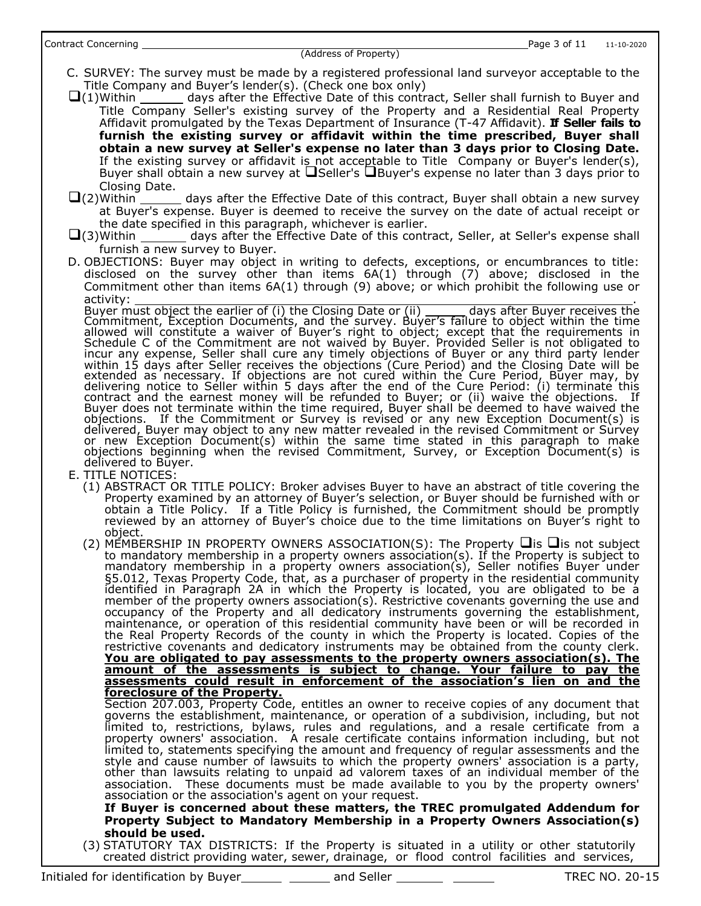C. SURVEY: The survey must be made by a registered professional land surveyor acceptable to the Title Company and Buyer's lender(s). (Check one box only)

❑ (1) Within ______ days after the Effective Date of this contract, Seller shall furnish to Buyer and Title Company Seller's existing survey of the Property and a Residential Real Property Affidavit promulgated by the Texas Department of Insurance (T-47 Affidavit). **If Seller fails to furnish the existing survey or affidavit within the time prescribed, Buyer shall obtain a new survey at Seller's expense no later than 3 days prior to Closing Date.** If the existing survey or affidavit is not acceptable to Title Company or Buyer's lender(s), Buyer shall obtain a new survey at ❑ Seller's ❑ Buyer's expense no later than 3 days prior to Closing Date.

❑ (2) Within ______ days after the Effective Date of this contract, Buyer shall obtain a new survey at Buyer's expense. Buyer is deemed to receive the survey on the date of actual receipt or the date specified in this paragraph, whichever is earlier.

❑ (3) Within ______ days after the Effective Date of this contract, Seller, at Seller's expense shall furnish a new survey to Buyer.

D. OBJECTIONS: Buyer may object in writing to defects, exceptions, or encumbrances to title: disclosed on the survey other than items 6A(1) through (7) above; disclosed in the Commitment other than items 6A(1) through (9) above; or which prohibit the following use or activity: ________________________________________________.

Buyer must object the earlier of (i) the Closing Date or (ii) ______ days after Buyer receives the Commitment, Exception Documents, and the survey. Buyer's failure to object within the time allowed will constitute a waiver of Buyer's right to object; except that the requirements in Schedule C of the Commitment are not waived by Buyer. Provided Seller is not obligated to incur any expense, Seller shall cure any timely objections of Buyer or any third party lender within 15 days after Seller receives the objections (Cure Period) and the Closing Date will be extended as necessary. If objections are not cured within the Cure Period, Buyer may, by delivering notice to Seller within 5 days after the end of the Cure Period: (i) terminate this contract and the earnest money will be refunded to Buyer; or (ii) waive the objections. If Buyer does not terminate within the time required, Buyer shall be deemed to have waived the objections. If the Commitment or Survey is revised or any new Exception Document(s) is delivered, Buyer may object to any new matter revealed in the revised Commitment or Survey or new Exception Document(s) within the same time stated in this paragraph to make objections beginning when the revised Commitment, Survey, or Exception Document(s) is delivered to Buyer.

E. TITLE NOTICES:

(1) ABSTRACT OR TITLE POLICY: Broker advises Buyer to have an abstract of title covering the Property examined by an attorney of Buyer's selection, or Buyer should be furnished with or obtain a Title Policy. If a Title Policy is furnished, the Commitment should be promptly reviewed by an attorney of Buyer's choice due to the time limitations on Buyer's right to object.

(2) MEMBERSHIP IN PROPERTY OWNERS ASSOCIATION(S): The Property ❑ is ❑ is not subject to mandatory membership in a property owners association(s). If the Property is subject to mandatory membership in a property owners association(s), Seller notifies Buyer under §5.012, Texas Property Code, that, as a purchaser of property in the residential community identified in Paragraph 2A in which the Property is located, you are obligated to be a member of the property owners association(s). Restrictive covenants governing the use and occupancy of the Property and all dedicatory instruments governing the establishment, maintenance, or operation of this residential community have been or will be recorded in the Real Property Records of the county in which the Property is located. Copies of the restrictive covenants and dedicatory instruments may be obtained from the county clerk. **<u>You are obligated to pay assessments to the property owners association(s). The amount of the assessments is subject to change. Your failure to pay the assessments could result in enforcement of the association's lien on and the foreclosure of the Property.</u>**

Section 207.003, Property Code, entitles an owner to receive copies of any document that governs the establishment, maintenance, or operation of a subdivision, including, but not limited to, restrictions, bylaws, rules and regulations, and a resale certificate from a property owners' association. A resale certificate contains information including, but not limited to, statements specifying the amount and frequency of regular assessments and the style and cause number of lawsuits to which the property owners' association is a party, other than lawsuits relating to unpaid ad valorem taxes of an individual member of the association. These documents must be made available to you by the property owners' association or the association's agent on your request.

**If Buyer is concerned about these matters, the TREC promulgated Addendum for Property Subject to Mandatory Membership in a Property Owners Association(s) should be used.**

(3) STATUTORY TAX DISTRICTS: If the Property is situated in a utility or other statutorily created district providing water, sewer, drainage, or flood control facilities and services,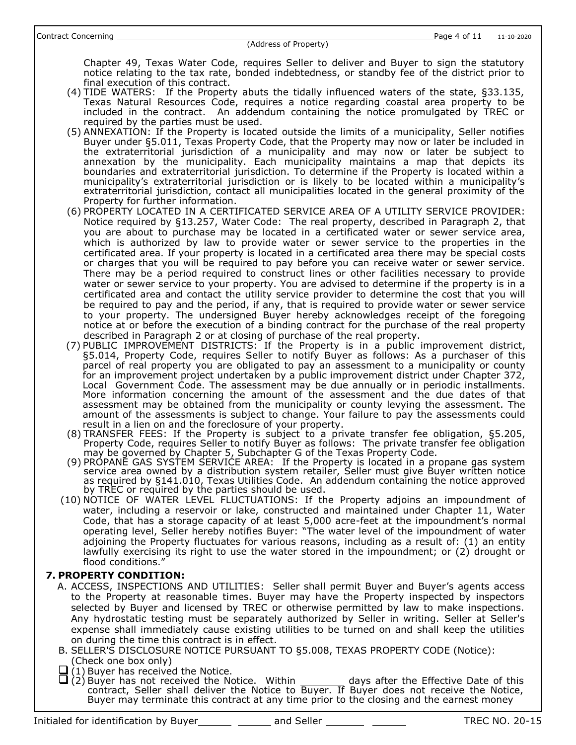Contract Concerning ______________________________________________
(Address of Property)

Chapter 49, Texas Water Code, requires Seller to deliver and Buyer to sign the statutory notice relating to the tax rate, bonded indebtedness, or standby fee of the district prior to final execution of this contract.

(4) TIDE WATERS: If the Property abuts the tidally influenced waters of the state, §33.135, Texas Natural Resources Code, requires a notice regarding coastal area property to be included in the contract. An addendum containing the notice promulgated by TREC or required by the parties must be used.

(5) ANNEXATION: If the Property is located outside the limits of a municipality, Seller notifies Buyer under §5.011, Texas Property Code, that the Property may now or later be included in the extraterritorial jurisdiction of a municipality and may now or later be subject to annexation by the municipality. Each municipality maintains a map that depicts its boundaries and extraterritorial jurisdiction. To determine if the Property is located within a municipality's extraterritorial jurisdiction or is likely to be located within a municipality's extraterritorial jurisdiction, contact all municipalities located in the general proximity of the Property for further information.

(6) PROPERTY LOCATED IN A CERTIFICATED SERVICE AREA OF A UTILITY SERVICE PROVIDER: Notice required by §13.257, Water Code: The real property, described in Paragraph 2, that you are about to purchase may be located in a certificated water or sewer service area, which is authorized by law to provide water or sewer service to the properties in the certificated area. If your property is located in a certificated area there may be special costs or charges that you will be required to pay before you can receive water or sewer service. There may be a period required to construct lines or other facilities necessary to provide water or sewer service to your property. You are advised to determine if the property is in a certificated area and contact the utility service provider to determine the cost that you will be required to pay and the period, if any, that is required to provide water or sewer service to your property. The undersigned Buyer hereby acknowledges receipt of the foregoing notice at or before the execution of a binding contract for the purchase of the real property described in Paragraph 2 or at closing of purchase of the real property.

(7) PUBLIC IMPROVEMENT DISTRICTS: If the Property is in a public improvement district, §5.014, Property Code, requires Seller to notify Buyer as follows: As a purchaser of this parcel of real property you are obligated to pay an assessment to a municipality or county for an improvement project undertaken by a public improvement district under Chapter 372, Local Government Code. The assessment may be due annually or in periodic installments. More information concerning the amount of the assessment and the due dates of that assessment may be obtained from the municipality or county levying the assessment. The amount of the assessments is subject to change. Your failure to pay the assessments could result in a lien on and the foreclosure of your property.

(8) TRANSFER FEES: If the Property is subject to a private transfer fee obligation, §5.205, Property Code, requires Seller to notify Buyer as follows: The private transfer fee obligation may be governed by Chapter 5, Subchapter G of the Texas Property Code.

(9) PROPANE GAS SYSTEM SERVICE AREA: If the Property is located in a propane gas system service area owned by a distribution system retailer, Seller must give Buyer written notice as required by §141.010, Texas Utilities Code. An addendum containing the notice approved by TREC or required by the parties should be used.

(10) NOTICE OF WATER LEVEL FLUCTUATIONS: If the Property adjoins an impoundment of water, including a reservoir or lake, constructed and maintained under Chapter 11, Water Code, that has a storage capacity of at least 5,000 acre-feet at the impoundment's normal operating level, Seller hereby notifies Buyer: "The water level of the impoundment of water adjoining the Property fluctuates for various reasons, including as a result of: (1) an entity lawfully exercising its right to use the water stored in the impoundment; or (2) drought or flood conditions."

**7. PROPERTY CONDITION:**

A. ACCESS, INSPECTIONS AND UTILITIES: Seller shall permit Buyer and Buyer's agents access to the Property at reasonable times. Buyer may have the Property inspected by inspectors selected by Buyer and licensed by TREC or otherwise permitted by law to make inspections. Any hydrostatic testing must be separately authorized by Seller in writing. Seller at Seller's expense shall immediately cause existing utilities to be turned on and shall keep the utilities on during the time this contract is in effect.

B. SELLER'S DISCLOSURE NOTICE PURSUANT TO §5.008, TEXAS PROPERTY CODE (Notice): (Check one box only)

☐ (1) Buyer has received the Notice.

☐ (2) Buyer has not received the Notice. Within ________ days after the Effective Date of this contract, Seller shall deliver the Notice to Buyer. If Buyer does not receive the Notice, Buyer may terminate this contract at any time prior to the closing and the earnest money

Initialed for identification by Buyer______ ______ and Seller _______ ______ TREC NO. 20-15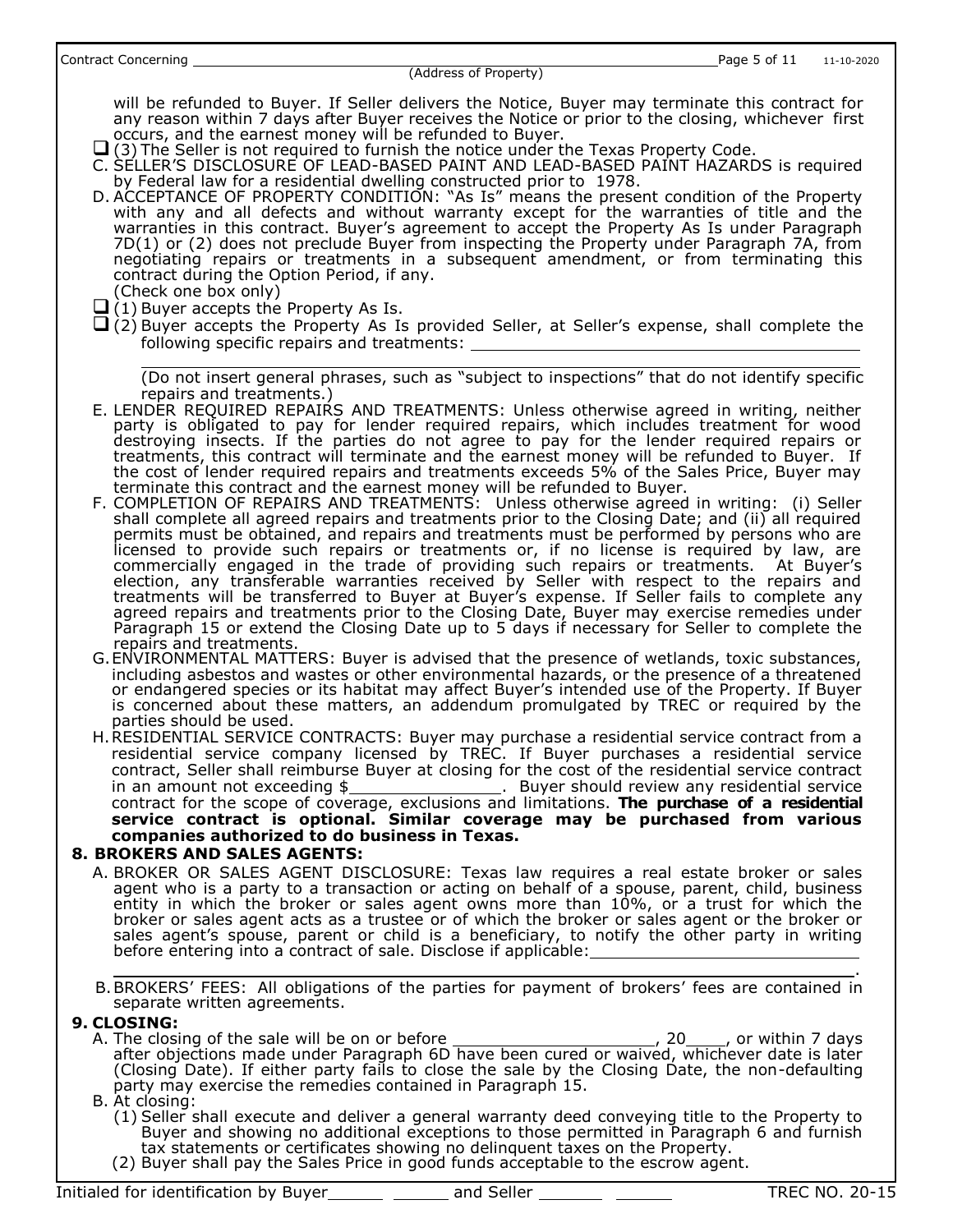will be refunded to Buyer. If Seller delivers the Notice, Buyer may terminate this contract for any reason within 7 days after Buyer receives the Notice or prior to the closing, whichever first occurs, and the earnest money will be refunded to Buyer.

☐ (3) The Seller is not required to furnish the notice under the Texas Property Code.

C. SELLER'S DISCLOSURE OF LEAD-BASED PAINT AND LEAD-BASED PAINT HAZARDS is required by Federal law for a residential dwelling constructed prior to 1978.

D. ACCEPTANCE OF PROPERTY CONDITION: "As Is" means the present condition of the Property with any and all defects and without warranty except for the warranties of title and the warranties in this contract. Buyer's agreement to accept the Property As Is under Paragraph 7D(1) or (2) does not preclude Buyer from inspecting the Property under Paragraph 7A, from negotiating repairs or treatments in a subsequent amendment, or from terminating this contract during the Option Period, if any.

(Check one box only)

☐ (1) Buyer accepts the Property As Is.

☐ (2) Buyer accepts the Property As Is provided Seller, at Seller's expense, shall complete the following specific repairs and treatments: ______________________________

______________________________________________________________

(Do not insert general phrases, such as "subject to inspections" that do not identify specific repairs and treatments.)

E. LENDER REQUIRED REPAIRS AND TREATMENTS: Unless otherwise agreed in writing, neither party is obligated to pay for lender required repairs, which includes treatment for wood destroying insects. If the parties do not agree to pay for the lender required repairs or treatments, this contract will terminate and the earnest money will be refunded to Buyer. If the cost of lender required repairs and treatments exceeds 5% of the Sales Price, Buyer may terminate this contract and the earnest money will be refunded to Buyer.

F. COMPLETION OF REPAIRS AND TREATMENTS: Unless otherwise agreed in writing: (i) Seller shall complete all agreed repairs and treatments prior to the Closing Date; and (ii) all required permits must be obtained, and repairs and treatments must be performed by persons who are licensed to provide such repairs or treatments or, if no license is required by law, are commercially engaged in the trade of providing such repairs or treatments. At Buyer's election, any transferable warranties received by Seller with respect to the repairs and treatments will be transferred to Buyer at Buyer's expense. If Seller fails to complete any agreed repairs and treatments prior to the Closing Date, Buyer may exercise remedies under Paragraph 15 or extend the Closing Date up to 5 days if necessary for Seller to complete the repairs and treatments.

G. ENVIRONMENTAL MATTERS: Buyer is advised that the presence of wetlands, toxic substances, including asbestos and wastes or other environmental hazards, or the presence of a threatened or endangered species or its habitat may affect Buyer's intended use of the Property. If Buyer is concerned about these matters, an addendum promulgated by TREC or required by the parties should be used.

H. RESIDENTIAL SERVICE CONTRACTS: Buyer may purchase a residential service contract from a residential service company licensed by TREC. If Buyer purchases a residential service contract, Seller shall reimburse Buyer at closing for the cost of the residential service contract in an amount not exceeding $______________. Buyer should review any residential service contract for the scope of coverage, exclusions and limitations. **The purchase of a residential service contract is optional. Similar coverage may be purchased from various companies authorized to do business in Texas.**

## 8. BROKERS AND SALES AGENTS:

A. BROKER OR SALES AGENT DISCLOSURE: Texas law requires a real estate broker or sales agent who is a party to a transaction or acting on behalf of a spouse, parent, child, business entity in which the broker or sales agent owns more than 10%, or a trust for which the broker or sales agent acts as a trustee or of which the broker or sales agent or the broker or sales agent's spouse, parent or child is a beneficiary, to notify the other party in writing before entering into a contract of sale. Disclose if applicable: ______________________________

______________________________________________________________.

B. BROKERS' FEES: All obligations of the parties for payment of brokers' fees are contained in separate written agreements.

## 9. CLOSING:

A. The closing of the sale will be on or before ____________________, 20____, or within 7 days after objections made under Paragraph 6D have been cured or waived, whichever date is later (Closing Date). If either party fails to close the sale by the Closing Date, the non-defaulting party may exercise the remedies contained in Paragraph 15.

B. At closing:

(1) Seller shall execute and deliver a general warranty deed conveying title to the Property to Buyer and showing no additional exceptions to those permitted in Paragraph 6 and furnish tax statements or certificates showing no delinquent taxes on the Property.

(2) Buyer shall pay the Sales Price in good funds acceptable to the escrow agent.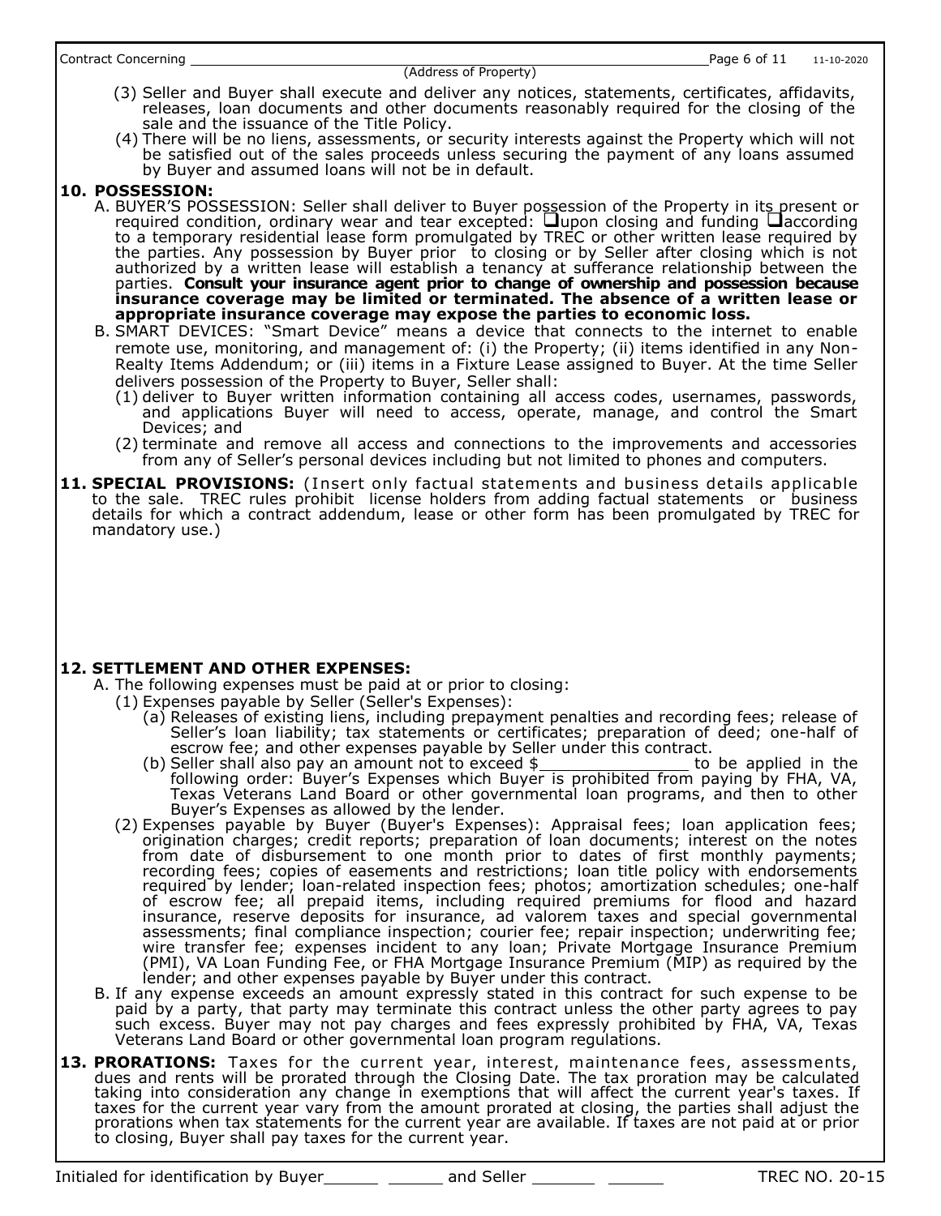Contract Concerning ______________________________________________ (Address of Property)

(3) Seller and Buyer shall execute and deliver any notices, statements, certificates, affidavits, releases, loan documents and other documents reasonably required for the closing of the sale and the issuance of the Title Policy.

(4) There will be no liens, assessments, or security interests against the Property which will not be satisfied out of the sales proceeds unless securing the payment of any loans assumed by Buyer and assumed loans will not be in default.

**10. POSSESSION:**

A. BUYER'S POSSESSION: Seller shall deliver to Buyer possession of the Property in its present or required condition, ordinary wear and tear excepted: ❑upon closing and funding ❑according to a temporary residential lease form promulgated by TREC or other written lease required by the parties. Any possession by Buyer prior to closing or by Seller after closing which is not authorized by a written lease will establish a tenancy at sufferance relationship between the parties. **Consult your insurance agent prior to change of ownership and possession because insurance coverage may be limited or terminated. The absence of a written lease or appropriate insurance coverage may expose the parties to economic loss.**

B. SMART DEVICES: "Smart Device" means a device that connects to the internet to enable remote use, monitoring, and management of: (i) the Property; (ii) items identified in any Non-Realty Items Addendum; or (iii) items in a Fixture Lease assigned to Buyer. At the time Seller delivers possession of the Property to Buyer, Seller shall:

(1) deliver to Buyer written information containing all access codes, usernames, passwords, and applications Buyer will need to access, operate, manage, and control the Smart Devices; and

(2) terminate and remove all access and connections to the improvements and accessories from any of Seller's personal devices including but not limited to phones and computers.

**11. SPECIAL PROVISIONS:** (Insert only factual statements and business details applicable to the sale. TREC rules prohibit license holders from adding factual statements or business details for which a contract addendum, lease or other form has been promulgated by TREC for mandatory use.)

**12. SETTLEMENT AND OTHER EXPENSES:**

A. The following expenses must be paid at or prior to closing:

(1) Expenses payable by Seller (Seller's Expenses):

(a) Releases of existing liens, including prepayment penalties and recording fees; release of Seller's loan liability; tax statements or certificates; preparation of deed; one-half of escrow fee; and other expenses payable by Seller under this contract.

(b) Seller shall also pay an amount not to exceed $_______________ to be applied in the following order: Buyer's Expenses which Buyer is prohibited from paying by FHA, VA, Texas Veterans Land Board or other governmental loan programs, and then to other Buyer's Expenses as allowed by the lender.

(2) Expenses payable by Buyer (Buyer's Expenses): Appraisal fees; loan application fees; origination charges; credit reports; preparation of loan documents; interest on the notes from date of disbursement to one month prior to dates of first monthly payments; recording fees; copies of easements and restrictions; loan title policy with endorsements required by lender; loan-related inspection fees; photos; amortization schedules; one-half of escrow fee; all prepaid items, including required premiums for flood and hazard insurance, reserve deposits for insurance, ad valorem taxes and special governmental assessments; final compliance inspection; courier fee; repair inspection; underwriting fee; wire transfer fee; expenses incident to any loan; Private Mortgage Insurance Premium (PMI), VA Loan Funding Fee, or FHA Mortgage Insurance Premium (MIP) as required by the lender; and other expenses payable by Buyer under this contract.

B. If any expense exceeds an amount expressly stated in this contract for such expense to be paid by a party, that party may terminate this contract unless the other party agrees to pay such excess. Buyer may not pay charges and fees expressly prohibited by FHA, VA, Texas Veterans Land Board or other governmental loan program regulations.

**13. PRORATIONS:** Taxes for the current year, interest, maintenance fees, assessments, dues and rents will be prorated through the Closing Date. The tax proration may be calculated taking into consideration any change in exemptions that will affect the current year's taxes. If taxes for the current year vary from the amount prorated at closing, the parties shall adjust the prorations when tax statements for the current year are available. If taxes are not paid at or prior to closing, Buyer shall pay taxes for the current year.

Initialed for identification by Buyer______ ______ and Seller _______ ______ TREC NO. 20-15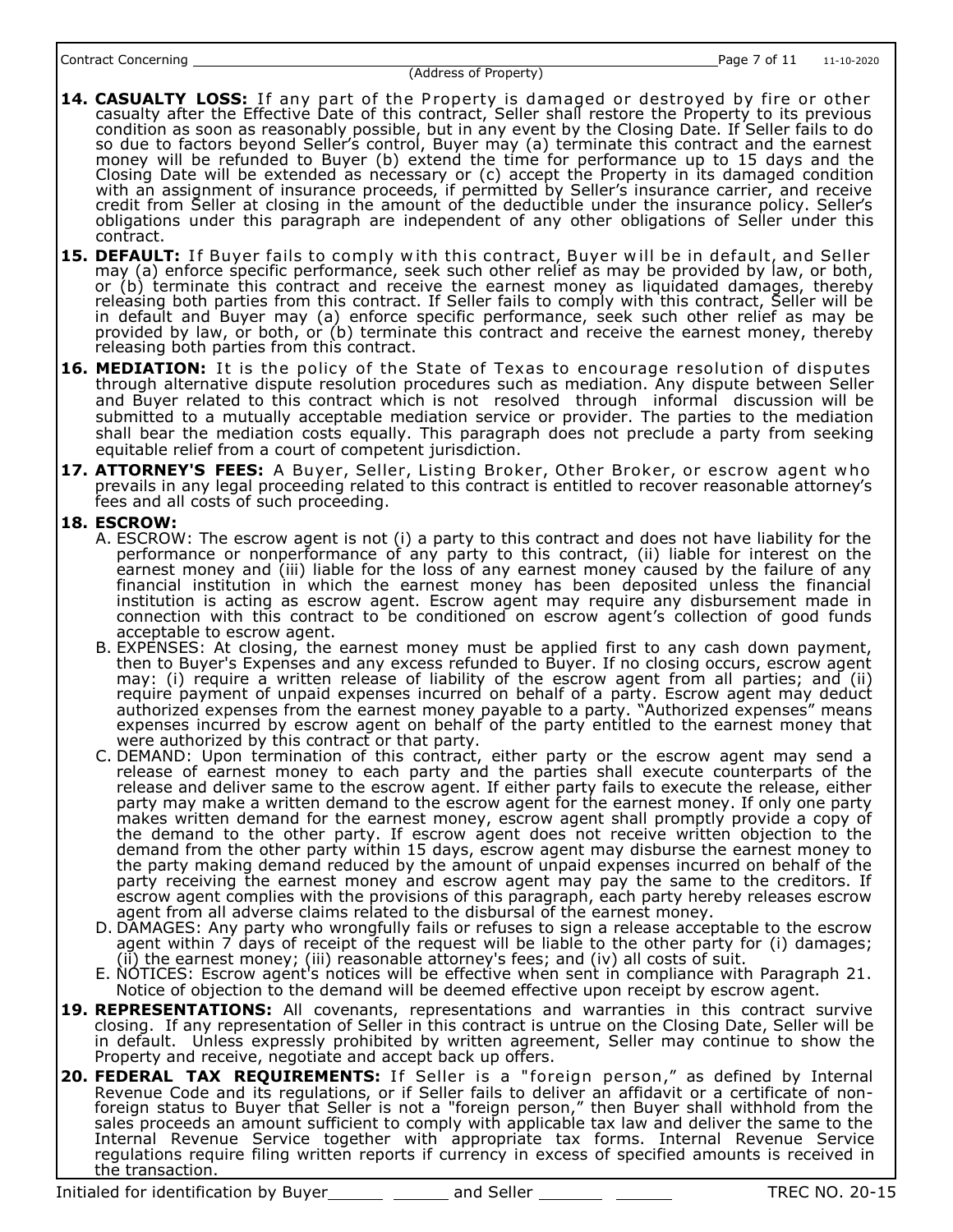**14. CASUALTY LOSS:** If any part of the Property is damaged or destroyed by fire or other casualty after the Effective Date of this contract, Seller shall restore the Property to its previous condition as soon as reasonably possible, but in any event by the Closing Date. If Seller fails to do so due to factors beyond Seller's control, Buyer may (a) terminate this contract and the earnest money will be refunded to Buyer (b) extend the time for performance up to 15 days and the Closing Date will be extended as necessary or (c) accept the Property in its damaged condition with an assignment of insurance proceeds, if permitted by Seller's insurance carrier, and receive credit from Seller at closing in the amount of the deductible under the insurance policy. Seller's obligations under this paragraph are independent of any other obligations of Seller under this contract.

**15. DEFAULT:** If Buyer fails to comply with this contract, Buyer will be in default, and Seller may (a) enforce specific performance, seek such other relief as may be provided by law, or both, or (b) terminate this contract and receive the earnest money as liquidated damages, thereby releasing both parties from this contract. If Seller fails to comply with this contract, Seller will be in default and Buyer may (a) enforce specific performance, seek such other relief as may be provided by law, or both, or (b) terminate this contract and receive the earnest money, thereby releasing both parties from this contract.

**16. MEDIATION:** It is the policy of the State of Texas to encourage resolution of disputes through alternative dispute resolution procedures such as mediation. Any dispute between Seller and Buyer related to this contract which is not resolved through informal discussion will be submitted to a mutually acceptable mediation service or provider. The parties to the mediation shall bear the mediation costs equally. This paragraph does not preclude a party from seeking equitable relief from a court of competent jurisdiction.

**17. ATTORNEY'S FEES:** A Buyer, Seller, Listing Broker, Other Broker, or escrow agent who prevails in any legal proceeding related to this contract is entitled to recover reasonable attorney's fees and all costs of such proceeding.

**18. ESCROW:**

A. ESCROW: The escrow agent is not (i) a party to this contract and does not have liability for the performance or nonperformance of any party to this contract, (ii) liable for interest on the earnest money and (iii) liable for the loss of any earnest money caused by the failure of any financial institution in which the earnest money has been deposited unless the financial institution is acting as escrow agent. Escrow agent may require any disbursement made in connection with this contract to be conditioned on escrow agent's collection of good funds acceptable to escrow agent.

B. EXPENSES: At closing, the earnest money must be applied first to any cash down payment, then to Buyer's Expenses and any excess refunded to Buyer. If no closing occurs, escrow agent may: (i) require a written release of liability of the escrow agent from all parties; and (ii) require payment of unpaid expenses incurred on behalf of a party. Escrow agent may deduct authorized expenses from the earnest money payable to a party. "Authorized expenses" means expenses incurred by escrow agent on behalf of the party entitled to the earnest money that were authorized by this contract or that party.

C. DEMAND: Upon termination of this contract, either party or the escrow agent may send a release of earnest money to each party and the parties shall execute counterparts of the release and deliver same to the escrow agent. If either party fails to execute the release, either party may make a written demand to the escrow agent for the earnest money. If only one party makes written demand for the earnest money, escrow agent shall promptly provide a copy of the demand to the other party. If escrow agent does not receive written objection to the demand from the other party within 15 days, escrow agent may disburse the earnest money to the party making demand reduced by the amount of unpaid expenses incurred on behalf of the party receiving the earnest money and escrow agent may pay the same to the creditors. If escrow agent complies with the provisions of this paragraph, each party hereby releases escrow agent from all adverse claims related to the disbursal of the earnest money.

D. DAMAGES: Any party who wrongfully fails or refuses to sign a release acceptable to the escrow agent within 7 days of receipt of the request will be liable to the other party for (i) damages; (ii) the earnest money; (iii) reasonable attorney's fees; and (iv) all costs of suit.

E. NOTICES: Escrow agent's notices will be effective when sent in compliance with Paragraph 21. Notice of objection to the demand will be deemed effective upon receipt by escrow agent.

**19. REPRESENTATIONS:** All covenants, representations and warranties in this contract survive closing. If any representation of Seller in this contract is untrue on the Closing Date, Seller will be in default. Unless expressly prohibited by written agreement, Seller may continue to show the Property and receive, negotiate and accept back up offers.

**20. FEDERAL TAX REQUIREMENTS:** If Seller is a "foreign person," as defined by Internal Revenue Code and its regulations, or if Seller fails to deliver an affidavit or a certificate of non-foreign status to Buyer that Seller is not a "foreign person," then Buyer shall withhold from the sales proceeds an amount sufficient to comply with applicable tax law and deliver the same to the Internal Revenue Service together with appropriate tax forms. Internal Revenue Service regulations require filing written reports if currency in excess of specified amounts is received in the transaction.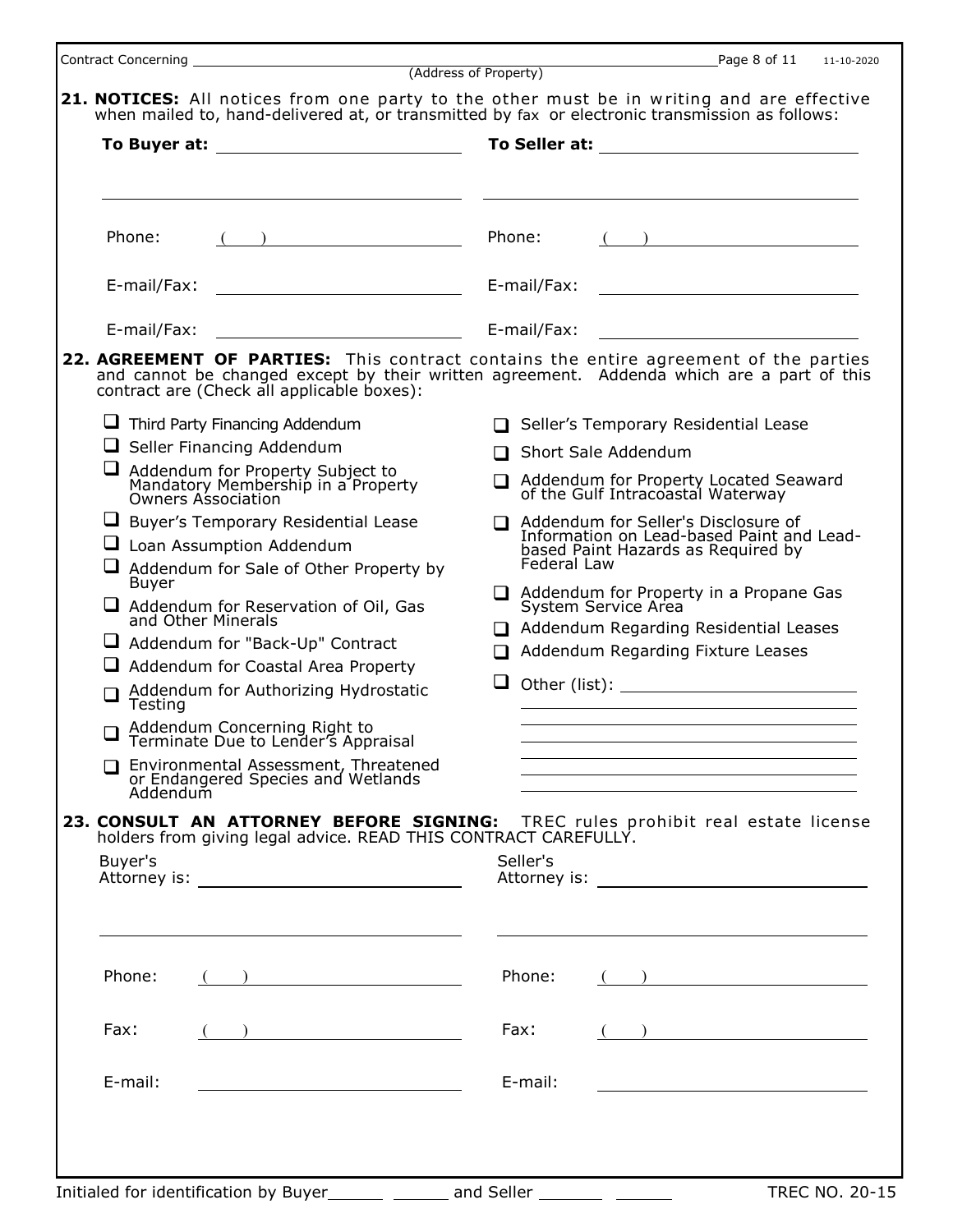Contract Concerning ______________________________________________ (Address of Property)

**21. NOTICES:** All notices from one party to the other must be in writing and are effective when mailed to, hand-delivered at, or transmitted by fax or electronic transmission as follows:

| To Buyer at: | | To Seller at: | |
|---|---|---|---|
| | | | |
| Phone: | ( ) | Phone: | ( ) |
| E-mail/Fax: | | E-mail/Fax: | |
| E-mail/Fax: | | E-mail/Fax: | |

**22. AGREEMENT OF PARTIES:** This contract contains the entire agreement of the parties and cannot be changed except by their written agreement. Addenda which are a part of this contract are (Check all applicable boxes):

- ☐ Third Party Financing Addendum
- ☐ Seller Financing Addendum
- ☐ Addendum for Property Subject to Mandatory Membership in a Property Owners Association
- ☐ Buyer's Temporary Residential Lease
- ☐ Loan Assumption Addendum
- ☐ Addendum for Sale of Other Property by Buyer
- ☐ Addendum for Reservation of Oil, Gas and Other Minerals
- ☐ Addendum for "Back-Up" Contract
- ☐ Addendum for Coastal Area Property
- ☐ Addendum for Authorizing Hydrostatic Testing
- ☐ Addendum Concerning Right to Terminate Due to Lender's Appraisal
- ☐ Environmental Assessment, Threatened or Endangered Species and Wetlands Addendum
- ☐ Seller's Temporary Residential Lease
- ☐ Short Sale Addendum
- ☐ Addendum for Property Located Seaward of the Gulf Intracoastal Waterway
- ☐ Addendum for Seller's Disclosure of Information on Lead-based Paint and Lead-based Paint Hazards as Required by Federal Law
- ☐ Addendum for Property in a Propane Gas System Service Area
- ☐ Addendum Regarding Residential Leases
- ☐ Addendum Regarding Fixture Leases
- ☐ Other (list): ______________________________

**23. CONSULT AN ATTORNEY BEFORE SIGNING:** TREC rules prohibit real estate license holders from giving legal advice. READ THIS CONTRACT CAREFULLY.

| Buyer's Attorney is: | | Seller's Attorney is: | |
|---|---|---|---|
| | | | |
| Phone: | ( ) | Phone: | ( ) |
| Fax: | ( ) | Fax: | ( ) |
| E-mail: | | E-mail: | |

Initialed for identification by Buyer______ ______ and Seller ______ ______

TREC NO. 20-15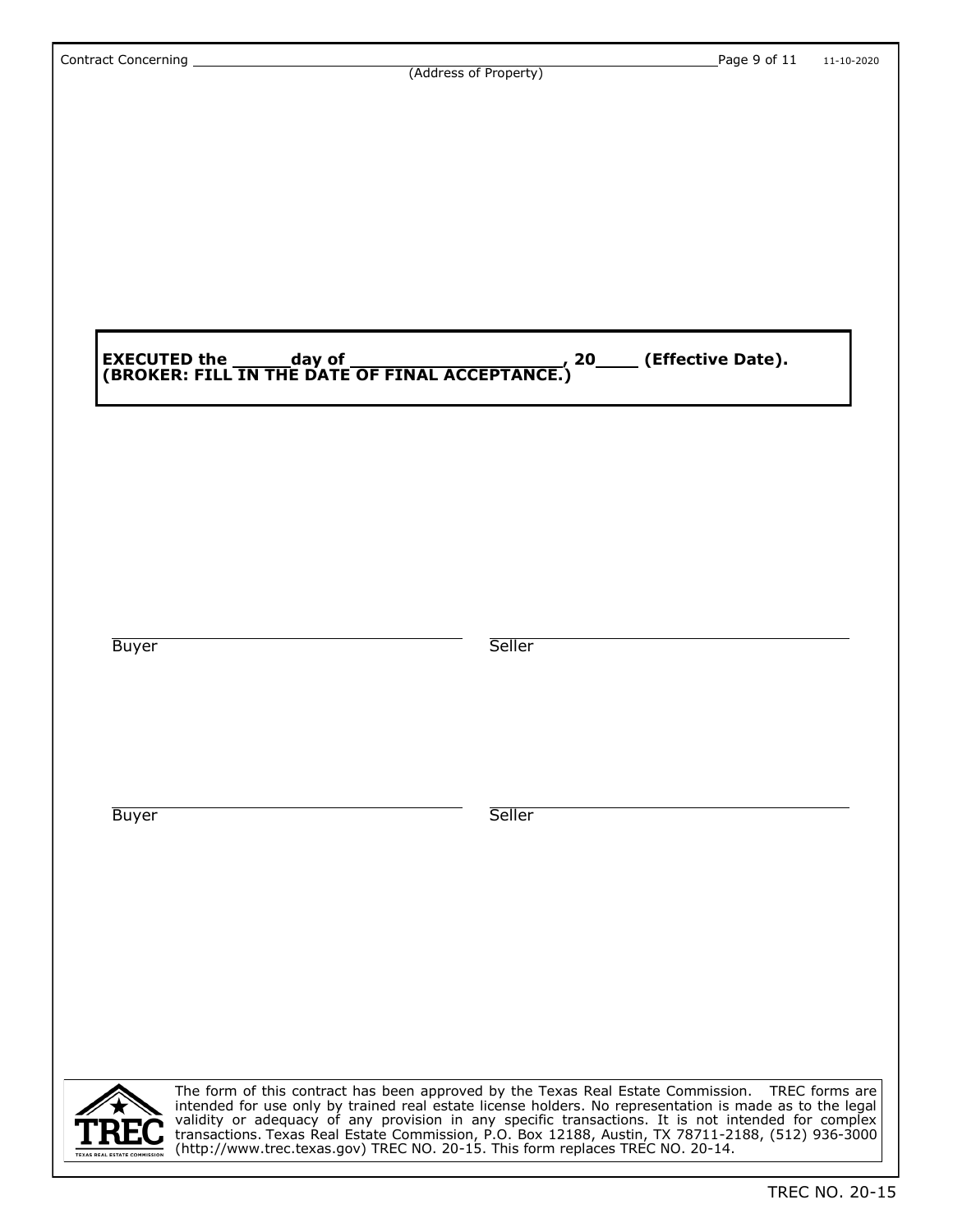**EXECUTED the \_\_\_\_\_day of \_\_\_\_\_\_\_\_\_\_\_\_\_\_\_\_\_\_\_\_, 20\_\_\_\_ (Effective Date).**
**(BROKER: FILL IN THE DATE OF FINAL ACCEPTANCE.)**

| | |
|---|---|
| Buyer | Seller |
| Buyer | Seller |

The form of this contract has been approved by the Texas Real Estate Commission. TREC forms are intended for use only by trained real estate license holders. No representation is made as to the legal validity or adequacy of any provision in any specific transactions. It is not intended for complex transactions. Texas Real Estate Commission, P.O. Box 12188, Austin, TX 78711-2188, (512) 936-3000 (http://www.trec.texas.gov) TREC NO. 20-15. This form replaces TREC NO. 20-14.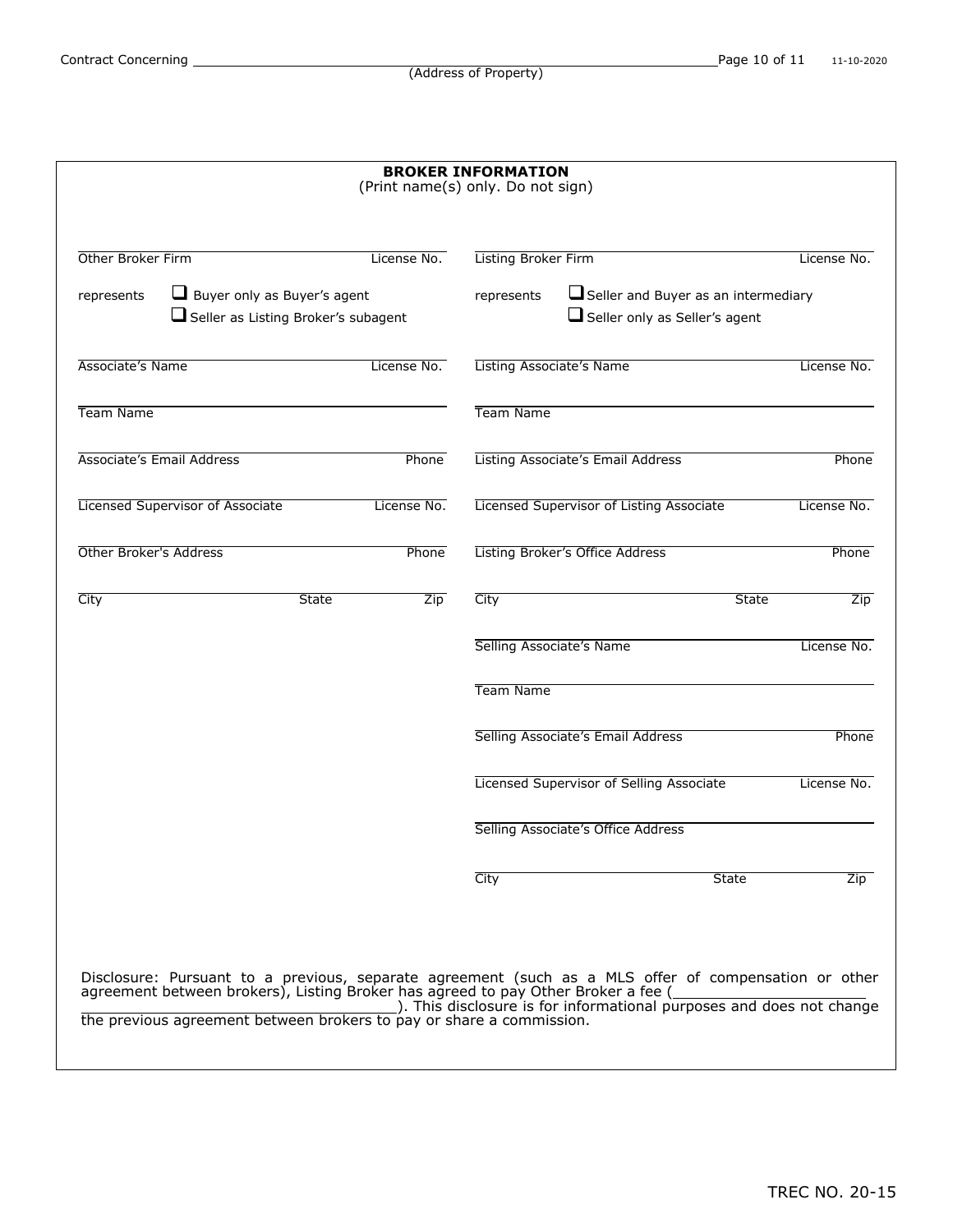Contract Concerning ______________________________________________ 
(Address of Property)

## BROKER INFORMATION

(Print name(s) only. Do not sign)

| | |
|---|---|
| Other Broker Firm — License No. | Listing Broker Firm — License No. |
| represents ☐ Buyer only as Buyer's agent ☐ Seller as Listing Broker's subagent | represents ☐ Seller and Buyer as an intermediary ☐ Seller only as Seller's agent |
| Associate's Name — License No. | Listing Associate's Name — License No. |
| Team Name | Team Name |
| Associate's Email Address — Phone | Listing Associate's Email Address — Phone |
| Licensed Supervisor of Associate — License No. | Licensed Supervisor of Listing Associate — License No. |
| Other Broker's Address — Phone | Listing Broker's Office Address — Phone |
| City — State — Zip | City — State — Zip |
| | Selling Associate's Name — License No. |
| | Team Name |
| | Selling Associate's Email Address — Phone |
| | Licensed Supervisor of Selling Associate — License No. |
| | Selling Associate's Office Address |
| | City — State — Zip |

Disclosure: Pursuant to a previous, separate agreement (such as a MLS offer of compensation or other agreement between brokers), Listing Broker has agreed to pay Other Broker a fee (______________________ ______________________). This disclosure is for informational purposes and does not change the previous agreement between brokers to pay or share a commission.

TREC NO. 20-15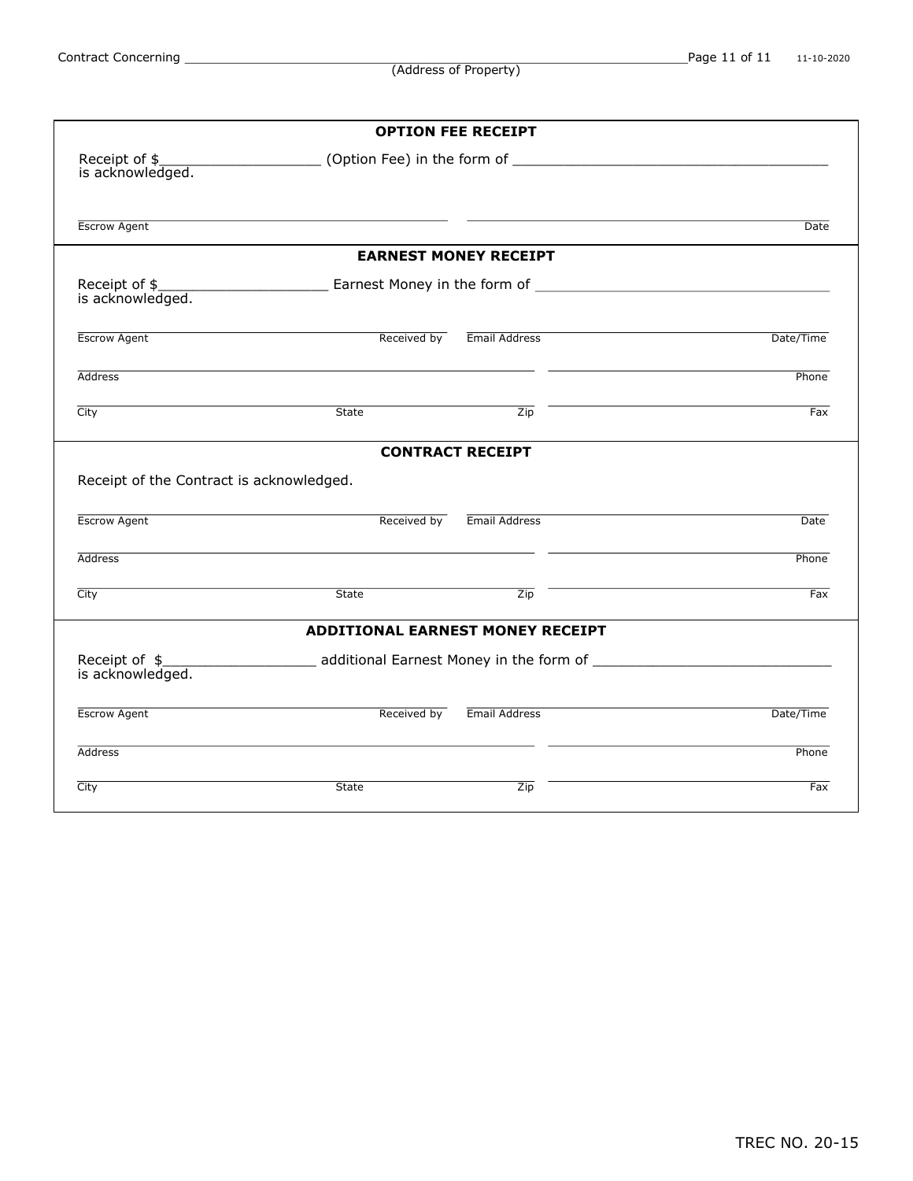## OPTION FEE RECEIPT

Receipt of $\_\_\_\_\_\_\_\_\_\_\_\_\_\_\_\_\_\_\_\_ (Option Fee) in the form of \_\_\_\_\_\_\_\_\_\_\_\_\_\_\_\_\_\_\_\_\_\_\_\_\_\_\_\_\_\_\_\_\_\_\_\_\_\_ is acknowledged.

Escrow Agent \_\_\_\_\_\_\_\_\_\_\_\_\_\_\_\_\_\_\_\_ Date \_\_\_\_\_\_\_\_\_\_\_\_\_\_\_\_\_\_\_\_

## EARNEST MONEY RECEIPT

Receipt of $\_\_\_\_\_\_\_\_\_\_\_\_\_\_\_\_\_\_\_\_ Earnest Money in the form of \_\_\_\_\_\_\_\_\_\_\_\_\_\_\_\_\_\_\_\_\_\_\_\_\_\_\_\_\_\_\_\_\_\_\_\_\_\_ is acknowledged.

Escrow Agent \_\_\_\_\_\_\_\_\_\_ Received by \_\_\_\_\_\_\_\_\_\_ Email Address \_\_\_\_\_\_\_\_\_\_ Date/Time \_\_\_\_\_\_\_\_\_\_

Address \_\_\_\_\_\_\_\_\_\_\_\_\_\_\_\_\_\_\_\_ Phone \_\_\_\_\_\_\_\_\_\_\_\_\_\_\_\_\_\_\_\_

City \_\_\_\_\_\_\_\_\_\_ State \_\_\_\_\_\_\_\_\_\_ Zip \_\_\_\_\_\_\_\_\_\_ Fax \_\_\_\_\_\_\_\_\_\_

## CONTRACT RECEIPT

Receipt of the Contract is acknowledged.

Escrow Agent \_\_\_\_\_\_\_\_\_\_ Received by \_\_\_\_\_\_\_\_\_\_ Email Address \_\_\_\_\_\_\_\_\_\_ Date \_\_\_\_\_\_\_\_\_\_

Address \_\_\_\_\_\_\_\_\_\_\_\_\_\_\_\_\_\_\_\_ Phone \_\_\_\_\_\_\_\_\_\_\_\_\_\_\_\_\_\_\_\_

City \_\_\_\_\_\_\_\_\_\_ State \_\_\_\_\_\_\_\_\_\_ Zip \_\_\_\_\_\_\_\_\_\_ Fax \_\_\_\_\_\_\_\_\_\_

## ADDITIONAL EARNEST MONEY RECEIPT

Receipt of $\_\_\_\_\_\_\_\_\_\_\_\_\_\_\_\_\_\_\_\_ additional Earnest Money in the form of \_\_\_\_\_\_\_\_\_\_\_\_\_\_\_\_\_\_\_\_\_\_\_\_\_\_\_\_\_\_ is acknowledged.

Escrow Agent \_\_\_\_\_\_\_\_\_\_ Received by \_\_\_\_\_\_\_\_\_\_ Email Address \_\_\_\_\_\_\_\_\_\_ Date/Time \_\_\_\_\_\_\_\_\_\_

Address \_\_\_\_\_\_\_\_\_\_\_\_\_\_\_\_\_\_\_\_ Phone \_\_\_\_\_\_\_\_\_\_\_\_\_\_\_\_\_\_\_\_

City \_\_\_\_\_\_\_\_\_\_ State \_\_\_\_\_\_\_\_\_\_ Zip \_\_\_\_\_\_\_\_\_\_ Fax \_\_\_\_\_\_\_\_\_\_

TREC NO. 20-15